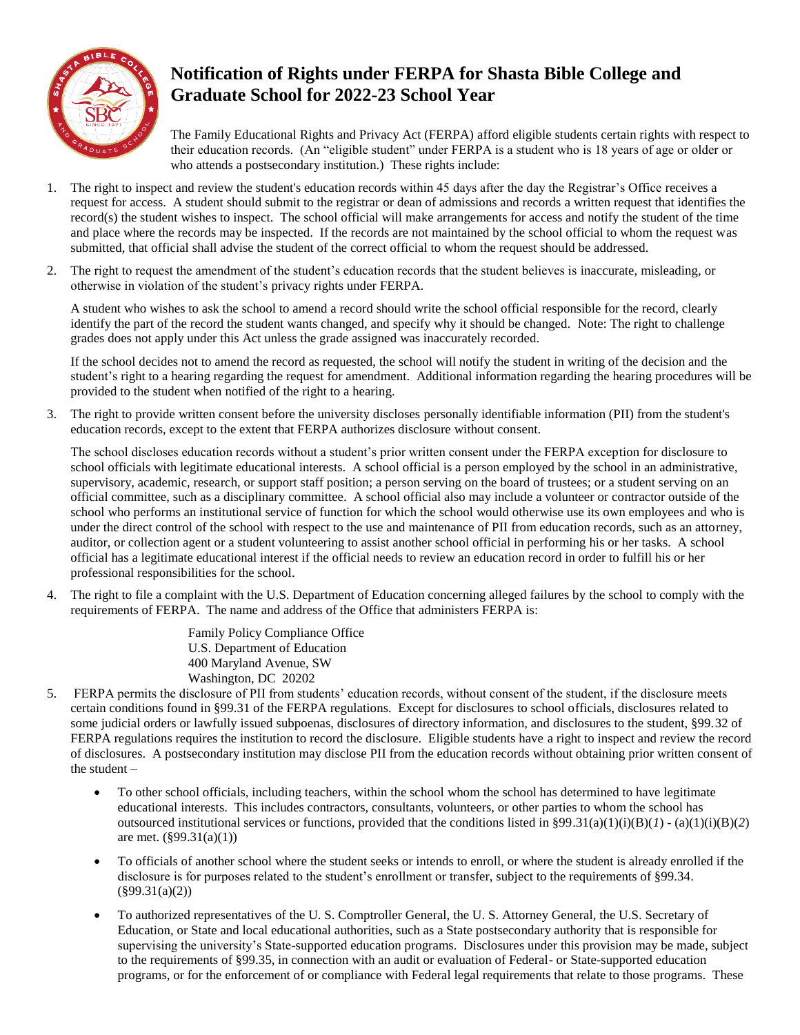# Notification of Rights under FERPA for Shasta Bible College and Graduate School for 2022-23 School Year

The Family Educational Rights and Privacy Act (FERPA) afford eligible students certain rights with respect to their education records. (An "eligible student" under FERPA is a student who is 18 years of age or older or who attends a postsecondary institution.) These rights include:

1. The right to inspect and review the student's education records within 45 days after the day the Registrar's Office receives a request for access. A student should submit to the registrar or dean of admissions and records a written request that identifies the record(s) the student wishes to inspect. The school official will make arrangements for access and notify the student of the time and place where the records may be inspected. If the records are not maintained by the school official to whom the request was submitted, that official shall advise the student of the correct official to whom the request should be addressed.

2. The right to request the amendment of the student's education records that the student believes is inaccurate, misleading, or otherwise in violation of the student's privacy rights under FERPA.

   A student who wishes to ask the school to amend a record should write the school official responsible for the record, clearly identify the part of the record the student wants changed, and specify why it should be changed. Note: The right to challenge grades does not apply under this Act unless the grade assigned was inaccurately recorded.

   If the school decides not to amend the record as requested, the school will notify the student in writing of the decision and the student's right to a hearing regarding the request for amendment. Additional information regarding the hearing procedures will be provided to the student when notified of the right to a hearing.

3. The right to provide written consent before the university discloses personally identifiable information (PII) from the student's education records, except to the extent that FERPA authorizes disclosure without consent.

   The school discloses education records without a student's prior written consent under the FERPA exception for disclosure to school officials with legitimate educational interests. A school official is a person employed by the school in an administrative, supervisory, academic, research, or support staff position; a person serving on the board of trustees; or a student serving on an official committee, such as a disciplinary committee. A school official also may include a volunteer or contractor outside of the school who performs an institutional service of function for which the school would otherwise use its own employees and who is under the direct control of the school with respect to the use and maintenance of PII from education records, such as an attorney, auditor, or collection agent or a student volunteering to assist another school official in performing his or her tasks. A school official has a legitimate educational interest if the official needs to review an education record in order to fulfill his or her professional responsibilities for the school.

4. The right to file a complaint with the U.S. Department of Education concerning alleged failures by the school to comply with the requirements of FERPA. The name and address of the Office that administers FERPA is:

   Family Policy Compliance Office
   U.S. Department of Education
   400 Maryland Avenue, SW
   Washington, DC 20202

5. FERPA permits the disclosure of PII from students' education records, without consent of the student, if the disclosure meets certain conditions found in §99.31 of the FERPA regulations. Except for disclosures to school officials, disclosures related to some judicial orders or lawfully issued subpoenas, disclosures of directory information, and disclosures to the student, §99.32 of FERPA regulations requires the institution to record the disclosure. Eligible students have a right to inspect and review the record of disclosures. A postsecondary institution may disclose PII from the education records without obtaining prior written consent of the student –

   - To other school officials, including teachers, within the school whom the school has determined to have legitimate educational interests. This includes contractors, consultants, volunteers, or other parties to whom the school has outsourced institutional services or functions, provided that the conditions listed in §99.31(a)(1)(i)(B)(*1*) - (a)(1)(i)(B)(*2*) are met. (§99.31(a)(1))

   - To officials of another school where the student seeks or intends to enroll, or where the student is already enrolled if the disclosure is for purposes related to the student's enrollment or transfer, subject to the requirements of §99.34. (§99.31(a)(2))

   - To authorized representatives of the U. S. Comptroller General, the U. S. Attorney General, the U.S. Secretary of Education, or State and local educational authorities, such as a State postsecondary authority that is responsible for supervising the university's State-supported education programs. Disclosures under this provision may be made, subject to the requirements of §99.35, in connection with an audit or evaluation of Federal- or State-supported education programs, or for the enforcement of or compliance with Federal legal requirements that relate to those programs. These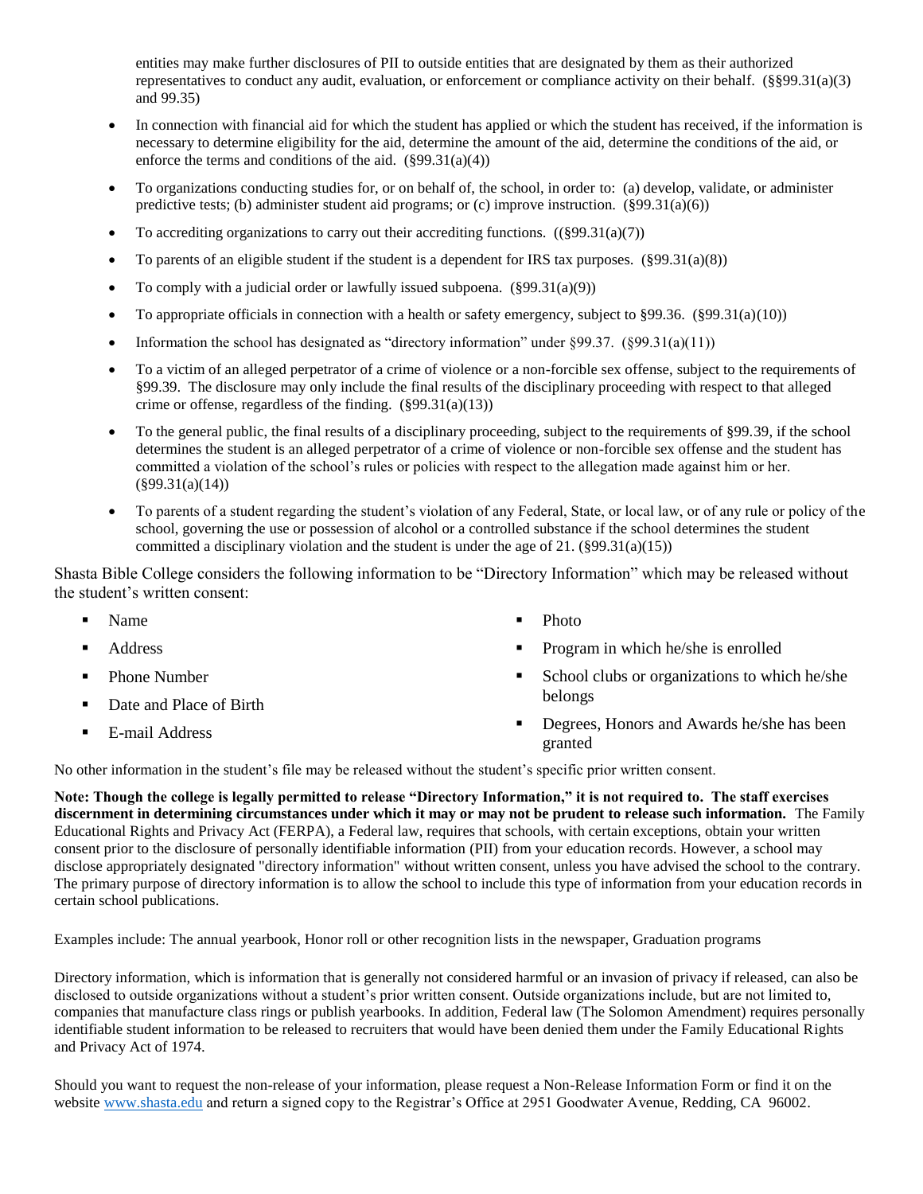entities may make further disclosures of PII to outside entities that are designated by them as their authorized representatives to conduct any audit, evaluation, or enforcement or compliance activity on their behalf. (§§99.31(a)(3) and 99.35)

- In connection with financial aid for which the student has applied or which the student has received, if the information is necessary to determine eligibility for the aid, determine the amount of the aid, determine the conditions of the aid, or enforce the terms and conditions of the aid. (§99.31(a)(4))
- To organizations conducting studies for, or on behalf of, the school, in order to: (a) develop, validate, or administer predictive tests; (b) administer student aid programs; or (c) improve instruction. (§99.31(a)(6))
- To accrediting organizations to carry out their accrediting functions. ((§99.31(a)(7))
- To parents of an eligible student if the student is a dependent for IRS tax purposes. (§99.31(a)(8))
- To comply with a judicial order or lawfully issued subpoena. (§99.31(a)(9))
- To appropriate officials in connection with a health or safety emergency, subject to §99.36. (§99.31(a)(10))
- Information the school has designated as "directory information" under §99.37. (§99.31(a)(11))
- To a victim of an alleged perpetrator of a crime of violence or a non-forcible sex offense, subject to the requirements of §99.39. The disclosure may only include the final results of the disciplinary proceeding with respect to that alleged crime or offense, regardless of the finding. (§99.31(a)(13))
- To the general public, the final results of a disciplinary proceeding, subject to the requirements of §99.39, if the school determines the student is an alleged perpetrator of a crime of violence or non-forcible sex offense and the student has committed a violation of the school's rules or policies with respect to the allegation made against him or her. (§99.31(a)(14))
- To parents of a student regarding the student's violation of any Federal, State, or local law, or of any rule or policy of the school, governing the use or possession of alcohol or a controlled substance if the school determines the student committed a disciplinary violation and the student is under the age of 21. (§99.31(a)(15))

Shasta Bible College considers the following information to be "Directory Information" which may be released without the student's written consent:

- Name
- Address
- Phone Number
- Date and Place of Birth
- E-mail Address
- Photo
- Program in which he/she is enrolled
- School clubs or organizations to which he/she belongs
- Degrees, Honors and Awards he/she has been granted

No other information in the student's file may be released without the student's specific prior written consent.

**Note: Though the college is legally permitted to release "Directory Information," it is not required to. The staff exercises discernment in determining circumstances under which it may or may not be prudent to release such information.** The Family Educational Rights and Privacy Act (FERPA), a Federal law, requires that schools, with certain exceptions, obtain your written consent prior to the disclosure of personally identifiable information (PII) from your education records. However, a school may disclose appropriately designated "directory information" without written consent, unless you have advised the school to the contrary. The primary purpose of directory information is to allow the school to include this type of information from your education records in certain school publications.

Examples include: The annual yearbook, Honor roll or other recognition lists in the newspaper, Graduation programs

Directory information, which is information that is generally not considered harmful or an invasion of privacy if released, can also be disclosed to outside organizations without a student's prior written consent. Outside organizations include, but are not limited to, companies that manufacture class rings or publish yearbooks. In addition, Federal law (The Solomon Amendment) requires personally identifiable student information to be released to recruiters that would have been denied them under the Family Educational Rights and Privacy Act of 1974.

Should you want to request the non-release of your information, please request a Non-Release Information Form or find it on the website [www.shasta.edu](http://www.shasta.edu) and return a signed copy to the Registrar's Office at 2951 Goodwater Avenue, Redding, CA 96002.